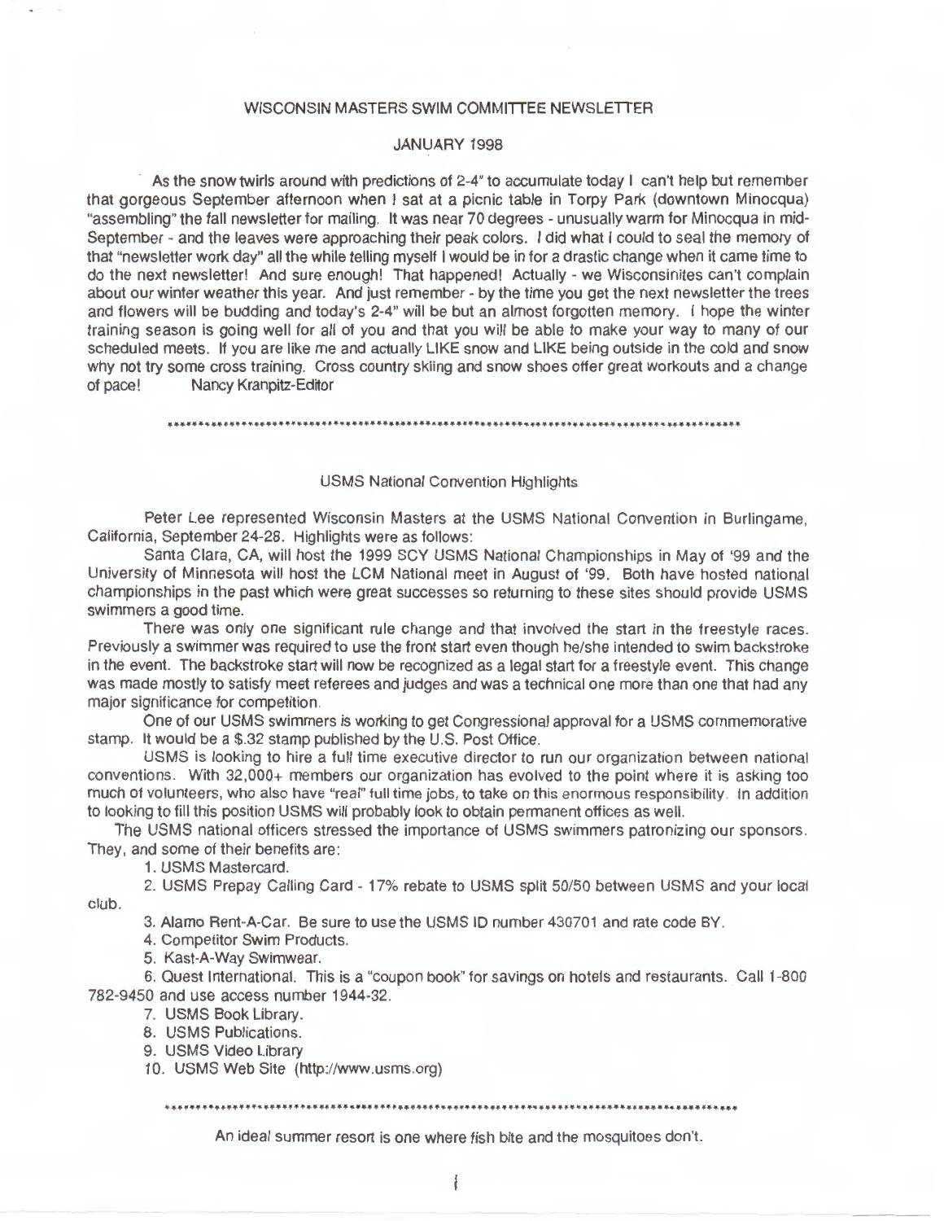# WISCONSIN MASTERS SWIM COMMITTEE NEWSLETTER

## JANUARY 1998

As the snow twirls around with predictions of 2-4" to accumulate today I can't help but remember that gorgeous September afternoon when I sat at a picnic table in Torpy Park (downtown Minocqua) "assembling" the fall newsletter for mailing. It was near 70 degrees - unusually warm for Minocqua in mid-September - and the leaves were approaching their peak colors. I did what I could to seal the memory of that "newsletter work day" all the while telling myself I would be in for a drastic change when it came time to do the next newsletter! And sure enough! That happened! Actually - we Wisconsinites can't complain about our winter weather this year. And just remember - by the time you get the next newsletter the trees and flowers will be budding and today's 2-4" will be but an almost forgotten memory. I hope the winter training season is going well for all of you and that you will be able to make your way to many of our scheduled meets. If you are like me and actually LIKE snow and LIKE being outside in the cold and snow why not try some cross training. Cross country skiing and snow shoes offer great workouts and a change of pace! Nancy Kranpitz-Editor

***********************************************************************************************

## USMS National Convention Highlights

Peter Lee represented Wisconsin Masters at the USMS National Convention in Burlingame, California, September 24-28. Highlights were as follows:

Santa Clara, CA, will host the 1999 SCY USMS National Championships in May of '99 and the University of Minnesota will host the LCM National meet in August of '99. Both have hosted national championships in the past which were great successes so returning to these sites should provide USMS swimmers a good time.

There was only one significant rule change and that involved the start in the freestyle races. Previously a swimmer was required to use the front start even though he/she intended to swim backstroke in the event. The backstroke start will now be recognized as a legal start for a freestyle event. This change was made mostly to satisfy meet referees and judges and was a technical one more than one that had any major significance for competition.

One of our USMS swimmers is working to get Congressional approval for a USMS commemorative stamp. It would be a $.32 stamp published by the U.S. Post Office.

USMS is looking to hire a full time executive director to run our organization between national conventions. With 32,000+ members our organization has evolved to the point where it is asking too much of volunteers, who also have "real" full time jobs, to take on this enormous responsibility. In addition to looking to fill this position USMS will probably look to obtain permanent offices as well.

The USMS national officers stressed the importance of USMS swimmers patronizing our sponsors. They, and some of their benefits are:

1. USMS Mastercard.
2. USMS Prepay Calling Card - 17% rebate to USMS split 50/50 between USMS and your local club.
3. Alamo Rent-A-Car. Be sure to use the USMS ID number 430701 and rate code BY.
4. Competitor Swim Products.
5. Kast-A-Way Swimwear.
6. Quest International. This is a "coupon book" for savings on hotels and restaurants. Call 1-800 782-9450 and use access number 1944-32.
7. USMS Book Library.
8. USMS Publications.
9. USMS Video Library
10. USMS Web Site (http://www.usms.org)

***********************************************************************************************

An ideal summer resort is one where fish bite and the mosquitoes don't.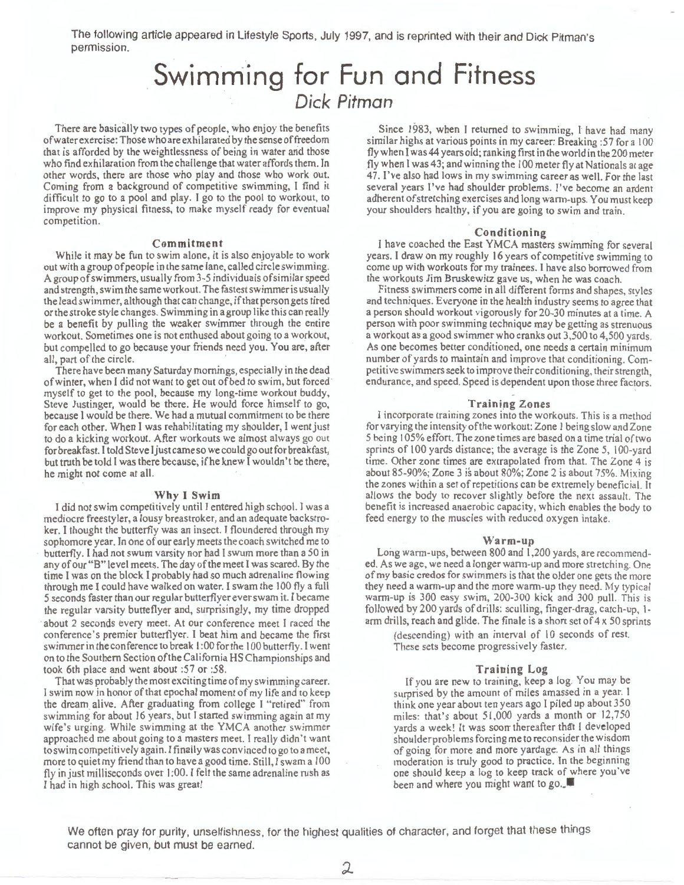The following article appeared in Lifestyle Sports, July 1997, and is reprinted with their and Dick Pitman's permission.

# Swimming for Fun and Fitness

*Dick Pitman*

There are basically two types of people, who enjoy the benefits of water exercise: Those who are exhilarated by the sense of freedom that is afforded by the weightlessness of being in water and those who find exhilaration from the challenge that water affords them. In other words, there are those who play and those who work out. Coming from a background of competitive swimming, I find it difficult to go to a pool and play. I go to the pool to workout, to improve my physical fitness, to make myself ready for eventual competition.

### Commitment

While it may be fun to swim alone, it is also enjoyable to work out with a group of people in the same lane, called circle swimming. A group of swimmers, usually from 3-5 individuals of similar speed and strength, swim the same workout. The fastest swimmer is usually the lead swimmer, although that can change, if that person gets tired or the stroke style changes. Swimming in a group like this can really be a benefit by pulling the weaker swimmer through the entire workout. Sometimes one is not enthused about going to a workout, but compelled to go because your friends need you. You are, after all, part of the circle.

There have been many Saturday mornings, especially in the dead of winter, when I did not want to get out of bed to swim, but forced myself to get to the pool, because my long-time workout buddy, Steve Justinger, would be there. He would force himself to go, because I would be there. We had a mutual commitment to be there for each other. When I was rehabilitating my shoulder, I went just to do a kicking workout. After workouts we almost always go out for breakfast. I told Steve I just came so we could go out for breakfast, but truth be told I was there because, if he knew I wouldn't be there, he might not come at all.

### Why I Swim

I did not swim competitively until I entered high school. I was a mediocre freestyler, a lousy breastroker, and an adequate backstroker. I thought the butterfly was an insect. I floundered through my sophomore year. In one of our early meets the coach switched me to butterfly. I had not swum varsity nor had I swum more than a 50 in any of our "B" level meets. The day of the meet I was scared. By the time I was on the block I probably had so much adrenaline flowing through me I could have walked on water. I swam the 100 fly a full 5 seconds faster than our regular butterflyer ever swam it. I became the regular varsity butteflyer and, surprisingly, my time dropped about 2 seconds every meet. At our conference meet I raced the conference's premier butterflyer. I beat him and became the first swimmer in the conference to break 1:00 for the 100 butterfly. I went on to the Southern Section of the California HS Championships and took 6th place and went about :57 or :58.

That was probably the most exciting time of my swimming career. I swim now in honor of that epochal moment of my life and to keep the dream alive. After graduating from college I "retired" from swimming for about 16 years, but I started swimming again at my wife's urging. While swimming at the YMCA another swimmer approached me about going to a masters meet. I really didn't want to swim competitively again. I finally was convinced to go to a meet, more to quiet my friend than to have a good time. Still, I swam a 100 fly in just milliseconds over 1:00. I felt the same adrenaline rush as I had in high school. This was great!

Since 1983, when I returned to swimming, I have had many similar highs at various points in my career: Breaking :57 for a 100 fly when I was 44 years old; ranking first in the world in the 200 meter fly when I was 43; and winning the 100 meter fly at Nationals at age 47. I've also had lows in my swimming career as well. For the last several years I've had shoulder problems. I've become an ardent adherent of stretching exercises and long warm-ups. You must keep your shoulders healthy, if you are going to swim and train.

### Conditioning

I have coached the East YMCA masters swimming for several years. I draw on my roughly 16 years of competitive swimming to come up with workouts for my trainees. I have also borrowed from the workouts Jim Bruskewitz gave us, when he was coach.

Fitness swimmers come in all different forms and shapes, styles and techniques. Everyone in the health industry seems to agree that a person should workout vigorously for 20-30 minutes at a time. A person with poor swimming technique may be getting as strenuous a workout as a good swimmer who cranks out 3,500 to 4,500 yards. As one becomes better conditioned, one needs a certain minimum number of yards to maintain and improve that conditioning. Competitive swimmers seek to improve their conditioning, their strength, endurance, and speed. Speed is dependent upon those three factors.

### Training Zones

I incorporate training zones into the workouts. This is a method for varying the intensity of the workout: Zone 1 being slow and Zone 5 being 105% effort. The zone times are based on a time trial of two sprints of 100 yards distance; the average is the Zone 5, 100-yard time. Other zone times are extrapolated from that. The Zone 4 is about 85-90%; Zone 3 is about 80%; Zone 2 is about 75%. Mixing the zones within a set of repetitions can be extremely beneficial. It allows the body to recover slightly before the next assault. The benefit is increased anaerobic capacity, which enables the body to feed energy to the muscles with reduced oxygen intake.

### Warm-up

Long warm-ups, between 800 and 1,200 yards, are recommended. As we age, we need a longer warm-up and more stretching. One of my basic credos for swimmers is that the older one gets the more they need a warm-up and the more warm-up they need. My typical warm-up is 300 easy swim, 200-300 kick and 300 pull. This is followed by 200 yards of drills: sculling, finger-drag, catch-up, 1-arm drills, reach and glide. The finale is a short set of 4 x 50 sprints (descending) with an interval of 10 seconds of rest. These sets become progressively faster.

### Training Log

If you are new to training, keep a log. You may be surprised by the amount of miles amassed in a year. I think one year about ten years ago I piled up about 350 miles: that's about 51,000 yards a month or 12,750 yards a week! It was soon thereafter that I developed shoulder problems forcing me to reconsider the wisdom of going for more and more yardage. As in all things moderation is truly good to practice. In the beginning one should keep a log to keep track of where you've been and where you might want to go. ■

We often pray for purity, unselfishness, for the highest qualities of character, and forget that these things cannot be given, but must be earned.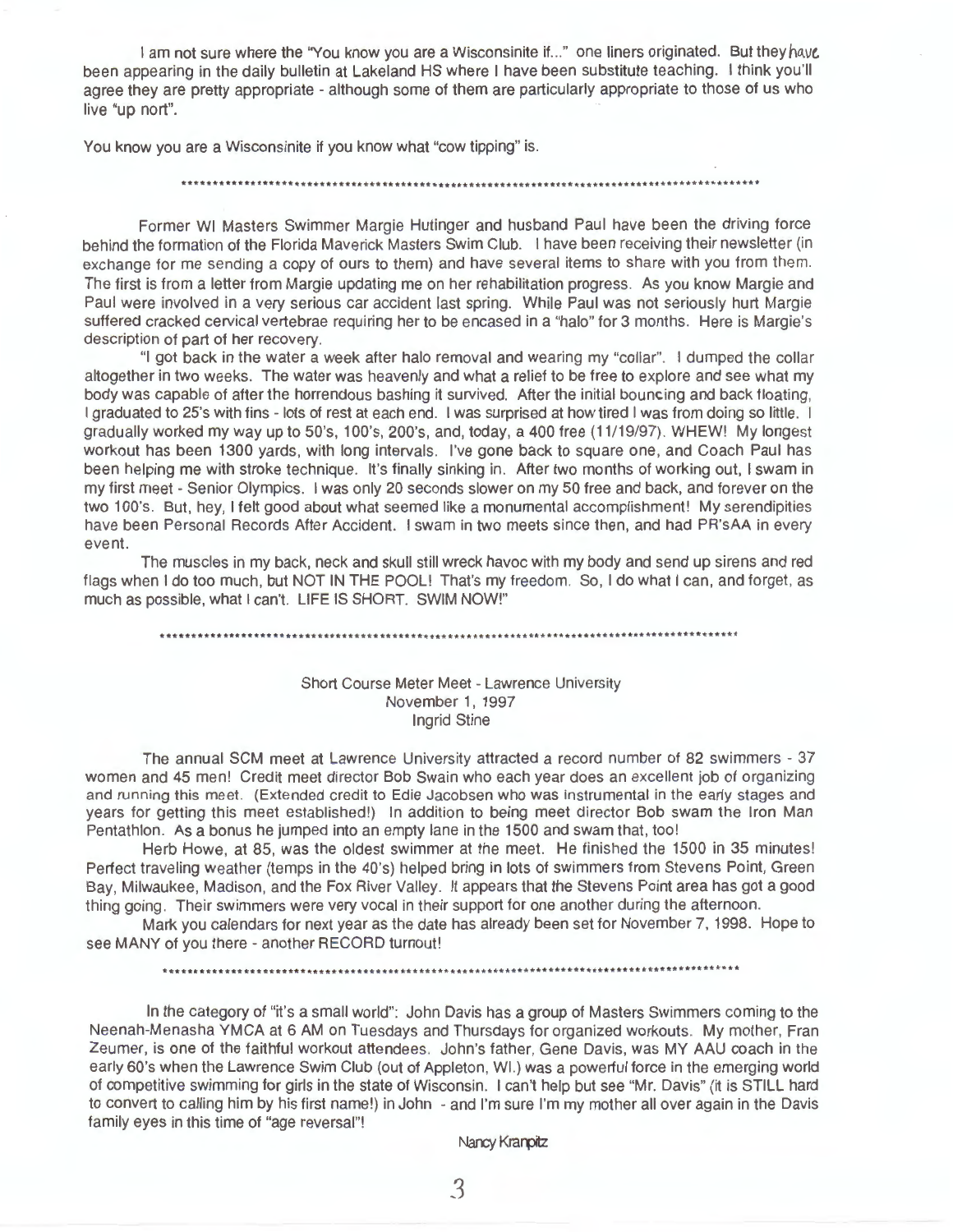I am not sure where the "You know you are a Wisconsinite if..." one liners originated. But they have been appearing in the daily bulletin at Lakeland HS where I have been substitute teaching. I think you'll agree they are pretty appropriate - although some of them are particularly appropriate to those of us who live "up nort".

You know you are a Wisconsinite if you know what "cow tipping" is.

***

Former WI Masters Swimmer Margie Hutinger and husband Paul have been the driving force behind the formation of the Florida Maverick Masters Swim Club. I have been receiving their newsletter (in exchange for me sending a copy of ours to them) and have several items to share with you from them. The first is from a letter from Margie updating me on her rehabilitation progress. As you know Margie and Paul were involved in a very serious car accident last spring. While Paul was not seriously hurt Margie suffered cracked cervical vertebrae requiring her to be encased in a "halo" for 3 months. Here is Margie's description of part of her recovery.

"I got back in the water a week after halo removal and wearing my "collar". I dumped the collar altogether in two weeks. The water was heavenly and what a relief to be free to explore and see what my body was capable of after the horrendous bashing it survived. After the initial bouncing and back floating, I graduated to 25's with fins - lots of rest at each end. I was surprised at how tired I was from doing so little. I gradually worked my way up to 50's, 100's, 200's, and, today, a 400 free (11/19/97). WHEW! My longest workout has been 1300 yards, with long intervals. I've gone back to square one, and Coach Paul has been helping me with stroke technique. It's finally sinking in. After two months of working out, I swam in my first meet - Senior Olympics. I was only 20 seconds slower on my 50 free and back, and forever on the two 100's. But, hey, I felt good about what seemed like a monumental accomplishment! My serendipities have been Personal Records After Accident. I swam in two meets since then, and had PR'sAA in every event.

The muscles in my back, neck and skull still wreck havoc with my body and send up sirens and red flags when I do too much, but NOT IN THE POOL! That's my freedom. So, I do what I can, and forget, as much as possible, what I can't. LIFE IS SHORT. SWIM NOW!"

***

Short Course Meter Meet - Lawrence University
November 1, 1997
Ingrid Stine

The annual SCM meet at Lawrence University attracted a record number of 82 swimmers - 37 women and 45 men! Credit meet director Bob Swain who each year does an excellent job of organizing and running this meet. (Extended credit to Edie Jacobsen who was instrumental in the early stages and years for getting this meet established!) In addition to being meet director Bob swam the Iron Man Pentathlon. As a bonus he jumped into an empty lane in the 1500 and swam that, too!

Herb Howe, at 85, was the oldest swimmer at the meet. He finished the 1500 in 35 minutes! Perfect traveling weather (temps in the 40's) helped bring in lots of swimmers from Stevens Point, Green Bay, Milwaukee, Madison, and the Fox River Valley. It appears that the Stevens Point area has got a good thing going. Their swimmers were very vocal in their support for one another during the afternoon.

Mark you calendars for next year as the date has already been set for November 7, 1998. Hope to see MANY of you there - another RECORD turnout!

***

In the category of "it's a small world": John Davis has a group of Masters Swimmers coming to the Neenah-Menasha YMCA at 6 AM on Tuesdays and Thursdays for organized workouts. My mother, Fran Zeumer, is one of the faithful workout attendees. John's father, Gene Davis, was MY AAU coach in the early 60's when the Lawrence Swim Club (out of Appleton, WI.) was a powerful force in the emerging world of competitive swimming for girls in the state of Wisconsin. I can't help but see "Mr. Davis" (it is STILL hard to convert to calling him by his first name!) in John - and I'm sure I'm my mother all over again in the Davis family eyes in this time of "age reversal"!

Nancy Kranpitz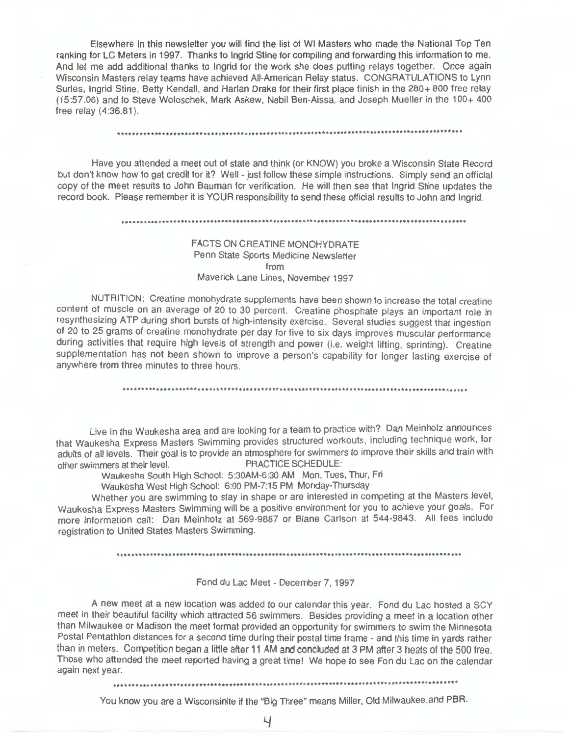Elsewhere in this newsletter you will find the list of WI Masters who made the National Top Ten ranking for LC Meters in 1997. Thanks to Ingrid Stine for compiling and forwarding this information to me. And let me add additional thanks to Ingrid for the work she does putting relays together. Once again Wisconsin Masters relay teams have achieved All-American Relay status. CONGRATULATIONS to Lynn Surles, Ingrid Stine, Betty Kendall, and Harlan Drake for their first place finish in the 280+ 800 free relay (15:57.06) and to Steve Woloschek, Mark Askew, Nebil Ben-Aissa, and Joseph Mueller in the 100+ 400 free relay (4:36.81).

\*\*\*\*\*\*\*\*\*\*\*\*\*\*\*\*\*\*\*\*\*\*\*\*\*\*\*\*\*\*\*\*\*\*\*\*\*\*\*\*\*\*\*\*\*\*\*\*\*\*\*\*\*\*\*\*\*\*\*\*\*\*\*\*\*\*\*\*\*\*\*\*\*\*\*\*\*\*\*\*\*\*\*\*\*\*\*\*\*\*\*\*\*\*\*\*\*\*

Have you attended a meet out of state and think (or KNOW) you broke a Wisconsin State Record but don't know how to get credit for it? Well - just follow these simple instructions. Simply send an official copy of the meet results to John Bauman for verification. He will then see that Ingrid Stine updates the record book. Please remember it is YOUR responsibility to send these official results to John and Ingrid.

\*\*\*\*\*\*\*\*\*\*\*\*\*\*\*\*\*\*\*\*\*\*\*\*\*\*\*\*\*\*\*\*\*\*\*\*\*\*\*\*\*\*\*\*\*\*\*\*\*\*\*\*\*\*\*\*\*\*\*\*\*\*\*\*\*\*\*\*\*\*\*\*\*\*\*\*\*\*\*\*\*\*\*\*\*\*\*\*\*\*\*\*\*\*\*\*\*\*

## FACTS ON CREATINE MONOHYDRATE

Penn State Sports Medicine Newsletter
from
Maverick Lane Lines, November 1997

NUTRITION: Creatine monohydrate supplements have been shown to increase the total creatine content of muscle on an average of 20 to 30 percent. Creatine phosphate plays an important role in resynthesizing ATP during short bursts of high-intensity exercise. Several studies suggest that ingestion of 20 to 25 grams of creatine monohydrate per day for five to six days improves muscular performance during activities that require high levels of strength and power (i.e. weight lifting, sprinting). Creatine supplementation has not been shown to improve a person's capability for longer lasting exercise of anywhere from three minutes to three hours.

\*\*\*\*\*\*\*\*\*\*\*\*\*\*\*\*\*\*\*\*\*\*\*\*\*\*\*\*\*\*\*\*\*\*\*\*\*\*\*\*\*\*\*\*\*\*\*\*\*\*\*\*\*\*\*\*\*\*\*\*\*\*\*\*\*\*\*\*\*\*\*\*\*\*\*\*\*\*\*\*\*\*\*\*\*\*\*\*\*\*\*\*\*\*\*\*\*\*

Live in the Waukesha area and are looking for a team to practice with? Dan Meinholz announces that Waukesha Express Masters Swimming provides structured workouts, including technique work, for adults of all levels. Their goal is to provide an atmosphere for swimmers to improve their skills and train with other swimmers at their level.

PRACTICE SCHEDULE:

Waukesha South High School: 5:30AM-6:30 AM Mon, Tues, Thur, Fri

Waukesha West High School: 6:00 PM-7:15 PM Monday-Thursday

Whether you are swimming to stay in shape or are interested in competing at the Masters level, Waukesha Express Masters Swimming will be a positive environment for you to achieve your goals. For more information call: Dan Meinholz at 569-9887 or Blane Carlson at 544-9843. All fees include registration to United States Masters Swimming.

\*\*\*\*\*\*\*\*\*\*\*\*\*\*\*\*\*\*\*\*\*\*\*\*\*\*\*\*\*\*\*\*\*\*\*\*\*\*\*\*\*\*\*\*\*\*\*\*\*\*\*\*\*\*\*\*\*\*\*\*\*\*\*\*\*\*\*\*\*\*\*\*\*\*\*\*\*\*\*\*\*\*\*\*\*\*\*\*\*\*\*\*\*\*\*\*\*\*

## Fond du Lac Meet - December 7, 1997

A new meet at a new location was added to our calendar this year. Fond du Lac hosted a SCY meet in their beautiful facility which attracted 56 swimmers. Besides providing a meet in a location other than Milwaukee or Madison the meet format provided an opportunity for swimmers to swim the Minnesota Postal Pentathlon distances for a second time during their postal time frame - and this time in yards rather than in meters. Competition began a little after 11 AM and concluded at 3 PM after 3 heats of the 500 free. Those who attended the meet reported having a great time! We hope to see Fon du Lac on the calendar again next year.

\*\*\*\*\*\*\*\*\*\*\*\*\*\*\*\*\*\*\*\*\*\*\*\*\*\*\*\*\*\*\*\*\*\*\*\*\*\*\*\*\*\*\*\*\*\*\*\*\*\*\*\*\*\*\*\*\*\*\*\*\*\*\*\*\*\*\*\*\*\*\*\*\*\*\*\*\*\*\*\*\*\*\*\*\*\*\*\*\*\*\*\*\*\*\*\*\*\*

You know you are a Wisconsinite if the "Big Three" means Miller, Old Milwaukee,and PBR.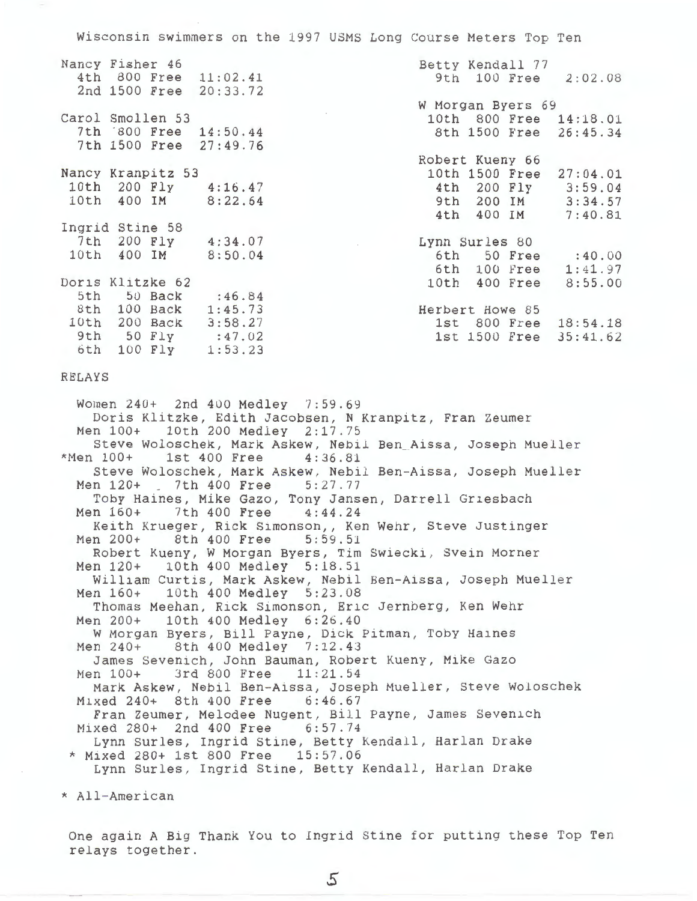# Wisconsin swimmers on the 1997 USMS Long Course Meters Top Ten

**Nancy Fisher 46**
- 4th 800 Free 11:02.41
- 2nd 1500 Free 20:33.72

**Carol Smollen 53**
- 7th 800 Free 14:50.44
- 7th 1500 Free 27:49.76

**Nancy Kranpitz 53**
- 10th 200 Fly 4:16.47
- 10th 400 IM 8:22.64

**Ingrid Stine 58**
- 7th 200 Fly 4:34.07
- 10th 400 IM 8:50.04

**Doris Klitzke 62**
- 5th 50 Back :46.84
- 8th 100 Back 1:45.73
- 10th 200 Back 3:58.27
- 9th 50 Fly :47.02
- 6th 100 Fly 1:53.23

**Betty Kendall 77**
- 9th 100 Free 2:02.08

**W Morgan Byers 69**
- 10th 800 Free 14:18.01
- 8th 1500 Free 26:45.34

**Robert Kueny 66**
- 10th 1500 Free 27:04.01
- 4th 200 Fly 3:59.04
- 9th 200 IM 3:34.57
- 4th 400 IM 7:40.81

**Lynn Surles 80**
- 6th 50 Free :40.00
- 6th 100 Free 1:41.97
- 10th 400 Free 8:55.00

**Herbert Howe 85**
- 1st 800 Free 18:54.18
- 1st 1500 Free 35:41.62

## RELAYS

Women 240+ 2nd 400 Medley 7:59.69
Doris Klitzke, Edith Jacobsen, N Kranpitz, Fran Zeumer

Men 100+ 10th 200 Medley 2:17.75
Steve Woloschek, Mark Askew, Nebil Ben_Aissa, Joseph Mueller

*Men 100+ 1st 400 Free 4:36.81
Steve Woloschek, Mark Askew, Nebil Ben-Aissa, Joseph Mueller

Men 120+ 7th 400 Free 5:27.77
Toby Haines, Mike Gazo, Tony Jansen, Darrell Griesbach

Men 160+ 7th 400 Free 4:44.24
Keith Krueger, Rick Simonson,, Ken Wehr, Steve Justinger

Men 200+ 8th 400 Free 5:59.51
Robert Kueny, W Morgan Byers, Tim Swiecki, Svein Morner

Men 120+ 10th 400 Medley 5:18.51
William Curtis, Mark Askew, Nebil Ben-Aissa, Joseph Mueller

Men 160+ 10th 400 Medley 5:23.08
Thomas Meehan, Rick Simonson, Eric Jernberg, Ken Wehr

Men 200+ 10th 400 Medley 6:26.40
W Morgan Byers, Bill Payne, Dick Pitman, Toby Haines

Men 240+ 8th 400 Medley 7:12.43
James Sevenich, John Bauman, Robert Kueny, Mike Gazo

Men 100+ 3rd 800 Free 11:21.54
Mark Askew, Nebil Ben-Aissa, Joseph Mueller, Steve Woloschek

Mixed 240+ 8th 400 Free 6:46.67
Fran Zeumer, Melodee Nugent, Bill Payne, James Sevenich

Mixed 280+ 2nd 400 Free 6:57.74
Lynn Surles, Ingrid Stine, Betty Kendall, Harlan Drake

* Mixed 280+ 1st 800 Free 15:57.06
Lynn Surles, Ingrid Stine, Betty Kendall, Harlan Drake

* All-American

One again A Big Thank You to Ingrid Stine for putting these Top Ten relays together.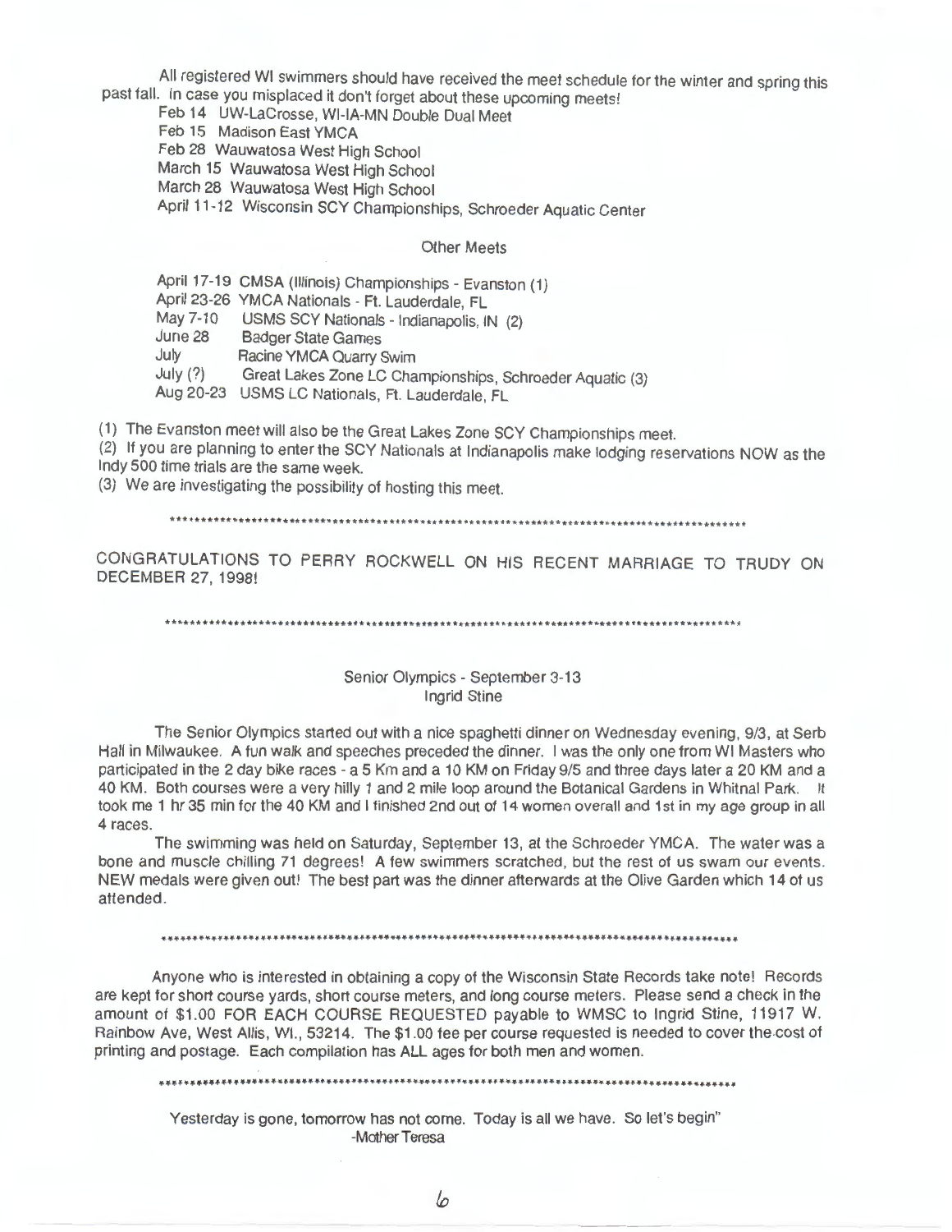All registered WI swimmers should have received the meet schedule for the winter and spring this past fall. In case you misplaced it don't forget about these upcoming meets!

Feb 14 UW-LaCrosse, WI-IA-MN Double Dual Meet
Feb 15 Madison East YMCA
Feb 28 Wauwatosa West High School
March 15 Wauwatosa West High School
March 28 Wauwatosa West High School
April 11-12 Wisconsin SCY Championships, Schroeder Aquatic Center

Other Meets

April 17-19 CMSA (Illinois) Championships - Evanston (1)
April 23-26 YMCA Nationals - Ft. Lauderdale, FL
May 7-10 USMS SCY Nationals - Indianapolis, IN (2)
June 28 Badger State Games
July Racine YMCA Quarry Swim
July (?) Great Lakes Zone LC Championships, Schroeder Aquatic (3)
Aug 20-23 USMS LC Nationals, Ft. Lauderdale, FL

(1) The Evanston meet will also be the Great Lakes Zone SCY Championships meet.
(2) If you are planning to enter the SCY Nationals at Indianapolis make lodging reservations NOW as the Indy 500 time trials are the same week.
(3) We are investigating the possibility of hosting this meet.

\*\*\*\*\*\*\*\*\*\*\*\*\*\*\*\*\*\*\*\*\*\*\*\*\*\*\*\*\*\*\*\*\*\*\*\*\*\*\*\*\*\*\*\*\*\*\*\*\*\*\*\*\*\*\*\*\*\*\*\*\*\*\*\*\*\*\*\*\*\*\*\*\*\*\*\*\*\*\*\*\*\*\*\*\*\*\*\*\*\*

CONGRATULATIONS TO PERRY ROCKWELL ON HIS RECENT MARRIAGE TO TRUDY ON DECEMBER 27, 1998!

\*\*\*\*\*\*\*\*\*\*\*\*\*\*\*\*\*\*\*\*\*\*\*\*\*\*\*\*\*\*\*\*\*\*\*\*\*\*\*\*\*\*\*\*\*\*\*\*\*\*\*\*\*\*\*\*\*\*\*\*\*\*\*\*\*\*\*\*\*\*\*\*\*\*\*\*\*\*\*\*\*\*\*\*\*\*\*\*\*\*

Senior Olympics - September 3-13
Ingrid Stine

The Senior Olympics started out with a nice spaghetti dinner on Wednesday evening, 9/3, at Serb Hall in Milwaukee. A fun walk and speeches preceded the dinner. I was the only one from WI Masters who participated in the 2 day bike races - a 5 Km and a 10 KM on Friday 9/5 and three days later a 20 KM and a 40 KM. Both courses were a very hilly 1 and 2 mile loop around the Botanical Gardens in Whitnal Park. It took me 1 hr 35 min for the 40 KM and I finished 2nd out of 14 women overall and 1st in my age group in all 4 races.

The swimming was held on Saturday, September 13, at the Schroeder YMCA. The water was a bone and muscle chilling 71 degrees! A few swimmers scratched, but the rest of us swam our events. NEW medals were given out! The best part was the dinner afterwards at the Olive Garden which 14 of us attended.

\*\*\*\*\*\*\*\*\*\*\*\*\*\*\*\*\*\*\*\*\*\*\*\*\*\*\*\*\*\*\*\*\*\*\*\*\*\*\*\*\*\*\*\*\*\*\*\*\*\*\*\*\*\*\*\*\*\*\*\*\*\*\*\*\*\*\*\*\*\*\*\*\*\*\*\*\*\*\*\*\*\*\*\*\*\*\*\*\*\*

Anyone who is interested in obtaining a copy of the Wisconsin State Records take note! Records are kept for short course yards, short course meters, and long course meters. Please send a check in the amount of $1.00 FOR EACH COURSE REQUESTED payable to WMSC to Ingrid Stine, 11917 W. Rainbow Ave, West Allis, WI., 53214. The $1.00 fee per course requested is needed to cover the cost of printing and postage. Each compilation has ALL ages for both men and women.

\*\*\*\*\*\*\*\*\*\*\*\*\*\*\*\*\*\*\*\*\*\*\*\*\*\*\*\*\*\*\*\*\*\*\*\*\*\*\*\*\*\*\*\*\*\*\*\*\*\*\*\*\*\*\*\*\*\*\*\*\*\*\*\*\*\*\*\*\*\*\*\*\*\*\*\*\*\*\*\*\*\*\*\*\*\*\*\*\*\*

Yesterday is gone, tomorrow has not come. Today is all we have. So let's begin"
-Mother Teresa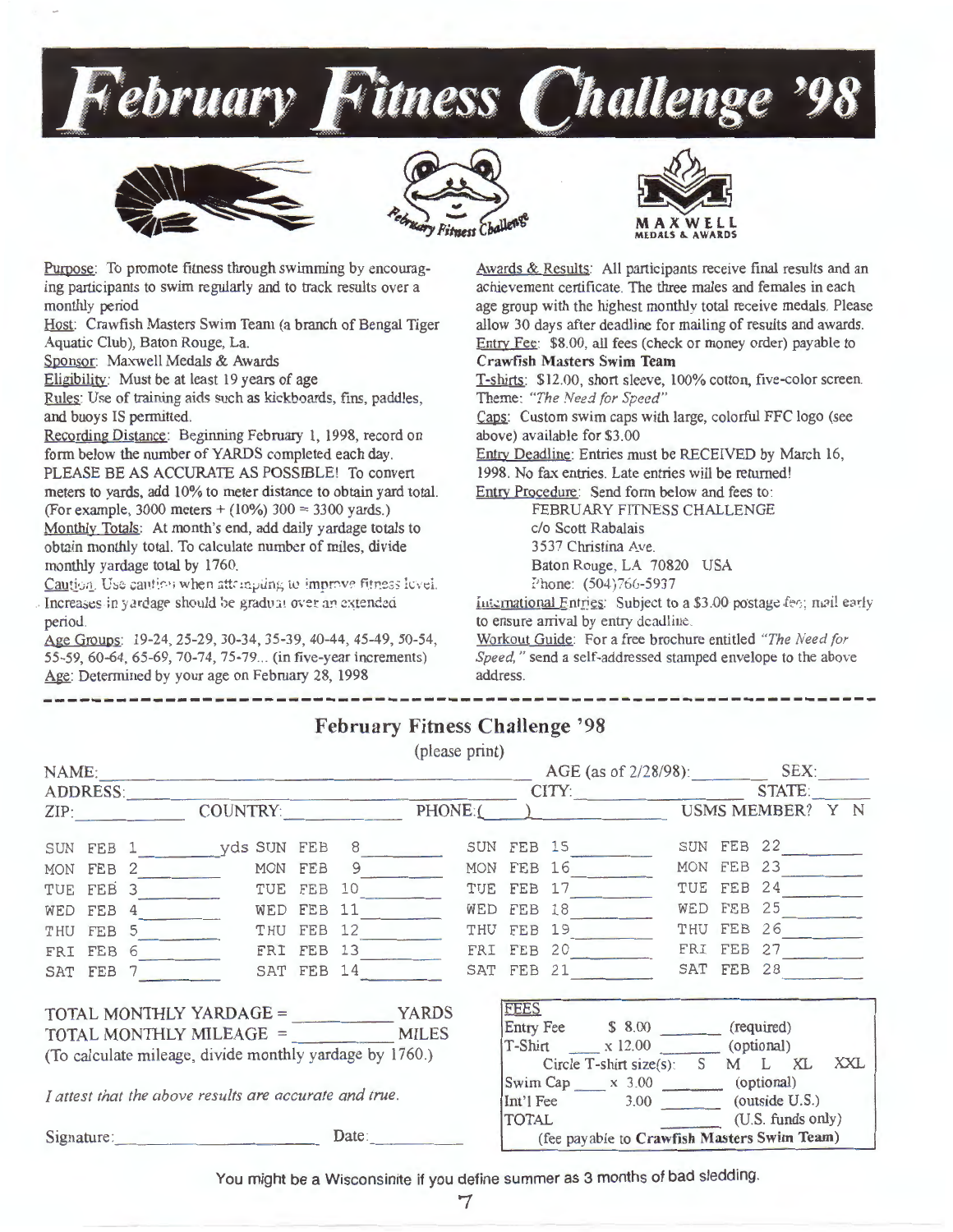# February Fitness Challenge '98

February Fitness Challenge

MAXWELL MEDALS & AWARDS

Purpose: To promote fitness through swimming by encouraging participants to swim regularly and to track results over a monthly period

Host: Crawfish Masters Swim Team (a branch of Bengal Tiger Aquatic Club), Baton Rouge, La.

Sponsor: Maxwell Medals & Awards

Eligibility: Must be at least 19 years of age

Rules: Use of training aids such as kickboards, fins, paddles, and buoys IS permitted.

Recording Distance: Beginning February 1, 1998, record on form below the number of YARDS completed each day. PLEASE BE AS ACCURATE AS POSSIBLE! To convert meters to yards, add 10% to meter distance to obtain yard total. (For example, 3000 meters + (10%) 300 = 3300 yards.)

Monthly Totals: At month's end, add daily yardage totals to obtain monthly total. To calculate number of miles, divide monthly yardage total by 1760.

Caution: Use caution when attempting to improve fitness level. Increases in yardage should be gradual over an extended period.

Age Groups: 19-24, 25-29, 30-34, 35-39, 40-44, 45-49, 50-54, 55-59, 60-64, 65-69, 70-74, 75-79... (in five-year increments)

Age: Determined by your age on February 28, 1998

Awards & Results: All participants receive final results and an achievement certificate. The three males and females in each age group with the highest monthly total receive medals. Please allow 30 days after deadline for mailing of results and awards.

Entry Fee: $8.00, all fees (check or money order) payable to **Crawfish Masters Swim Team**

T-shirts: $12.00, short sleeve, 100% cotton, five-color screen. Theme: *"The Need for Speed"*

Caps: Custom swim caps with large, colorful FFC logo (see above) available for $3.00

Entry Deadline: Entries must be RECEIVED by March 16, 1998. No fax entries. Late entries will be returned!

Entry Procedure: Send form below and fees to:

FEBRUARY FITNESS CHALLENGE
c/o Scott Rabalais
3537 Christina Ave.
Baton Rouge, LA 70820 USA
Phone: (504)766-5937

International Entries: Subject to a $3.00 postage fee; mail early to ensure arrival by entry deadline.

Workout Guide: For a free brochure entitled *"The Need for Speed,"* send a self-addressed stamped envelope to the above address.

---

## February Fitness Challenge '98

(please print)

NAME: ______________ AGE (as of 2/28/98): ______ SEX: ______

ADDRESS: ______________ CITY: ______________ STATE: ______

ZIP: ______ COUNTRY: ______ PHONE:( ) ______ USMS MEMBER? Y N

| | | | |
|---|---|---|---|
| SUN FEB 1 ______ yds | SUN FEB 8 ______ | SUN FEB 15 ______ | SUN FEB 22 ______ |
| MON FEB 2 ______ | MON FEB 9 ______ | MON FEB 16 ______ | MON FEB 23 ______ |
| TUE FEB 3 ______ | TUE FEB 10 ______ | TUE FEB 17 ______ | TUE FEB 24 ______ |
| WED FEB 4 ______ | WED FEB 11 ______ | WED FEB 18 ______ | WED FEB 25 ______ |
| THU FEB 5 ______ | THU FEB 12 ______ | THU FEB 19 ______ | THU FEB 26 ______ |
| FRI FEB 6 ______ | FRI FEB 13 ______ | FRI FEB 20 ______ | FRI FEB 27 ______ |
| SAT FEB 7 ______ | SAT FEB 14 ______ | SAT FEB 21 ______ | SAT FEB 28 ______ |

TOTAL MONTHLY YARDAGE = ______ YARDS
TOTAL MONTHLY MILEAGE = ______ MILES
(To calculate mileage, divide monthly yardage by 1760.)

*I attest that the above results are accurate and true.*

Signature: ______________ Date: ______

| FEES | | | |
|---|---|---|---|
| Entry Fee | $ 8.00 | ______ | (required) |
| T-Shirt ____ | x 12.00 | ______ | (optional) |
| Circle T-shirt size(s): S M L XL XXL | | | |
| Swim Cap ____ | x 3.00 | ______ | (optional) |
| Int'l Fee | 3.00 | ______ | (outside U.S.) |
| TOTAL | | ______ | (U.S. funds only) |
| (fee payable to **Crawfish Masters Swim Team**) | | | |

You might be a Wisconsinite if you define summer as 3 months of bad sledding.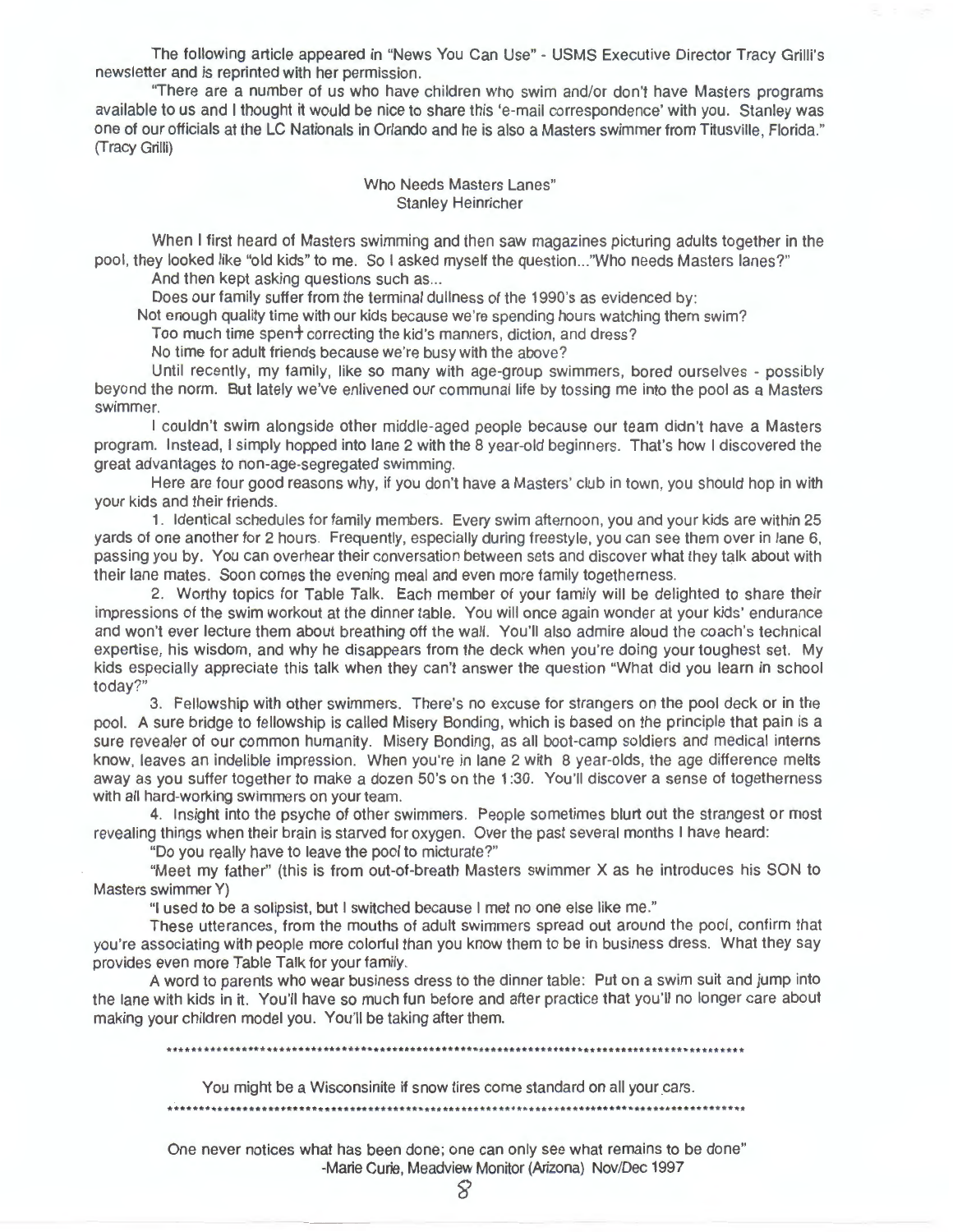The following article appeared in "News You Can Use" - USMS Executive Director Tracy Grilli's newsletter and is reprinted with her permission.

"There are a number of us who have children who swim and/or don't have Masters programs available to us and I thought it would be nice to share this 'e-mail correspondence' with you. Stanley was one of our officials at the LC Nationals in Orlando and he is also a Masters swimmer from Titusville, Florida." (Tracy Grilli)

## Who Needs Masters Lanes"

Stanley Heinricher

When I first heard of Masters swimming and then saw magazines picturing adults together in the pool, they looked like "old kids" to me. So I asked myself the question..."Who needs Masters lanes?"

And then kept asking questions such as...

Does our family suffer from the terminal dullness of the 1990's as evidenced by:

Not enough quality time with our kids because we're spending hours watching them swim?

Too much time spent correcting the kid's manners, diction, and dress?

No time for adult friends because we're busy with the above?

Until recently, my family, like so many with age-group swimmers, bored ourselves - possibly beyond the norm. But lately we've enlivened our communal life by tossing me into the pool as a Masters swimmer.

I couldn't swim alongside other middle-aged people because our team didn't have a Masters program. Instead, I simply hopped into lane 2 with the 8 year-old beginners. That's how I discovered the great advantages to non-age-segregated swimming.

Here are four good reasons why, if you don't have a Masters' club in town, you should hop in with your kids and their friends.

1. Identical schedules for family members. Every swim afternoon, you and your kids are within 25 yards of one another for 2 hours. Frequently, especially during freestyle, you can see them over in lane 6, passing you by. You can overhear their conversation between sets and discover what they talk about with their lane mates. Soon comes the evening meal and even more family togetherness.

2. Worthy topics for Table Talk. Each member of your family will be delighted to share their impressions of the swim workout at the dinner table. You will once again wonder at your kids' endurance and won't ever lecture them about breathing off the wall. You'll also admire aloud the coach's technical expertise, his wisdom, and why he disappears from the deck when you're doing your toughest set. My kids especially appreciate this talk when they can't answer the question "What did you learn in school today?"

3. Fellowship with other swimmers. There's no excuse for strangers on the pool deck or in the pool. A sure bridge to fellowship is called Misery Bonding, which is based on the principle that pain is a sure revealer of our common humanity. Misery Bonding, as all boot-camp soldiers and medical interns know, leaves an indelible impression. When you're in lane 2 with 8 year-olds, the age difference melts away as you suffer together to make a dozen 50's on the 1:30. You'll discover a sense of togetherness with all hard-working swimmers on your team.

4. Insight into the psyche of other swimmers. People sometimes blurt out the strangest or most revealing things when their brain is starved for oxygen. Over the past several months I have heard:

"Do you really have to leave the pool to micturate?"

"Meet my father" (this is from out-of-breath Masters swimmer X as he introduces his SON to Masters swimmer Y)

"I used to be a solipsist, but I switched because I met no one else like me."

These utterances, from the mouths of adult swimmers spread out around the pool, confirm that you're associating with people more colorful than you know them to be in business dress. What they say provides even more Table Talk for your family.

A word to parents who wear business dress to the dinner table: Put on a swim suit and jump into the lane with kids in it. You'll have so much fun before and after practice that you'll no longer care about making your children model you. You'll be taking after them.

*****************************************************************************************

You might be a Wisconsinite if snow tires come standard on all your cars.

*****************************************************************************************

One never notices what has been done; one can only see what remains to be done"
-Marie Curie, Meadview Monitor (Arizona) Nov/Dec 1997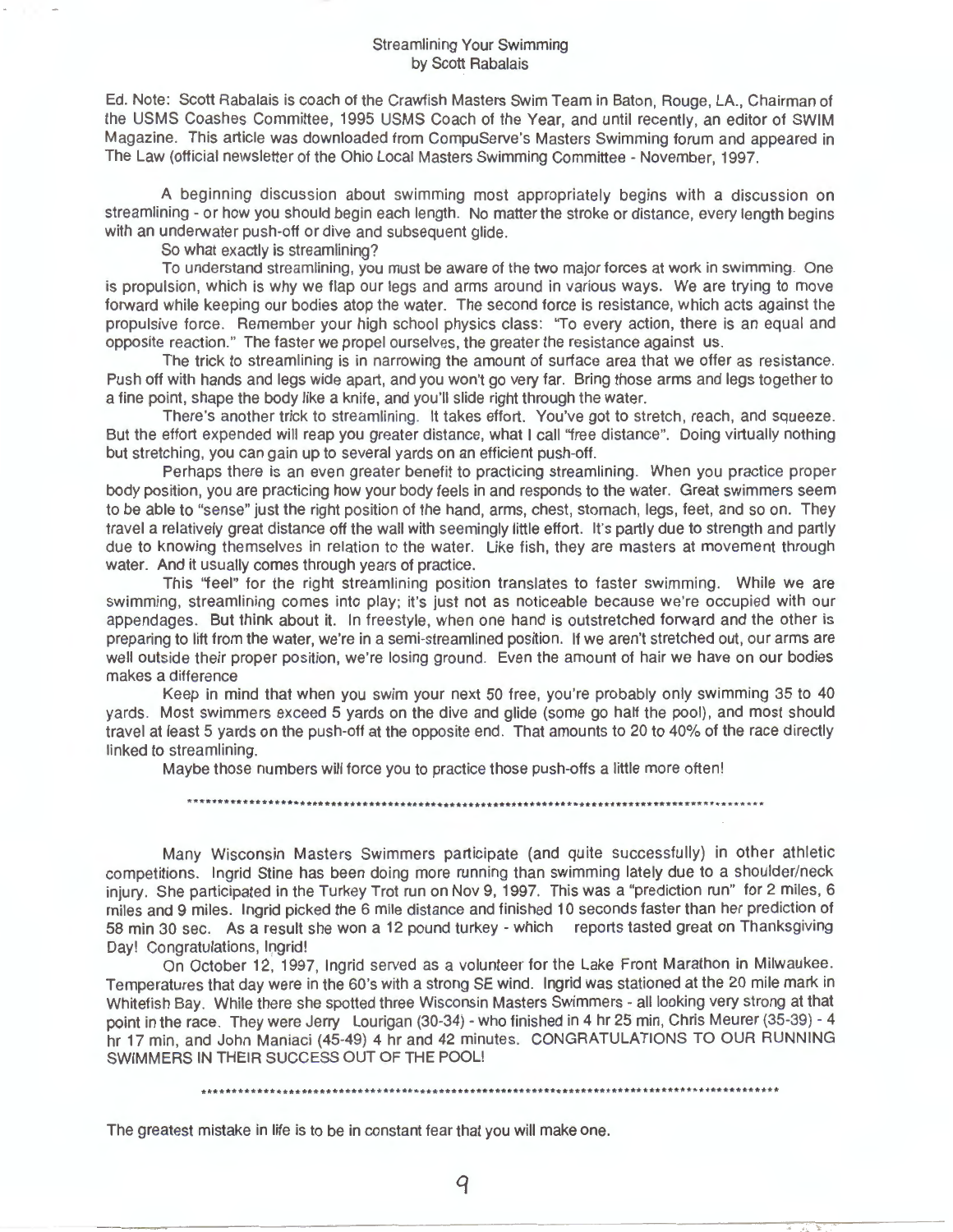# Streamlining Your Swimming
by Scott Rabalais

Ed. Note: Scott Rabalais is coach of the Crawfish Masters Swim Team in Baton, Rouge, LA., Chairman of the USMS Coashes Committee, 1995 USMS Coach of the Year, and until recently, an editor of SWIM Magazine. This article was downloaded from CompuServe's Masters Swimming forum and appeared in The Law (official newsletter of the Ohio Local Masters Swimming Committee - November, 1997.

A beginning discussion about swimming most appropriately begins with a discussion on streamlining - or how you should begin each length. No matter the stroke or distance, every length begins with an underwater push-off or dive and subsequent glide.

So what exactly is streamlining?

To understand streamlining, you must be aware of the two major forces at work in swimming. One is propulsion, which is why we flap our legs and arms around in various ways. We are trying to move forward while keeping our bodies atop the water. The second force is resistance, which acts against the propulsive force. Remember your high school physics class: "To every action, there is an equal and opposite reaction." The faster we propel ourselves, the greater the resistance against us.

The trick to streamlining is in narrowing the amount of surface area that we offer as resistance. Push off with hands and legs wide apart, and you won't go very far. Bring those arms and legs together to a fine point, shape the body like a knife, and you'll slide right through the water.

There's another trick to streamlining. It takes effort. You've got to stretch, reach, and squeeze. But the effort expended will reap you greater distance, what I call "free distance". Doing virtually nothing but stretching, you can gain up to several yards on an efficient push-off.

Perhaps there is an even greater benefit to practicing streamlining. When you practice proper body position, you are practicing how your body feels in and responds to the water. Great swimmers seem to be able to "sense" just the right position of the hand, arms, chest, stomach, legs, feet, and so on. They travel a relatively great distance off the wall with seemingly little effort. It's partly due to strength and partly due to knowing themselves in relation to the water. Like fish, they are masters at movement through water. And it usually comes through years of practice.

This "feel" for the right streamlining position translates to faster swimming. While we are swimming, streamlining comes into play; it's just not as noticeable because we're occupied with our appendages. But think about it. In freestyle, when one hand is outstretched forward and the other is preparing to lift from the water, we're in a semi-streamlined position. If we aren't stretched out, our arms are well outside their proper position, we're losing ground. Even the amount of hair we have on our bodies makes a difference

Keep in mind that when you swim your next 50 free, you're probably only swimming 35 to 40 yards. Most swimmers exceed 5 yards on the dive and glide (some go half the pool), and most should travel at least 5 yards on the push-off at the opposite end. That amounts to 20 to 40% of the race directly linked to streamlining.

Maybe those numbers will force you to practice those push-offs a little more often!

\*\*\*\*\*\*\*\*\*\*\*\*\*\*\*\*\*\*\*\*\*\*\*\*\*\*\*\*\*\*\*\*\*\*\*\*\*\*\*\*\*\*\*\*\*\*\*\*\*\*\*\*\*\*\*\*\*\*\*\*\*\*\*\*\*\*\*\*\*\*\*\*

Many Wisconsin Masters Swimmers participate (and quite successfully) in other athletic competitions. Ingrid Stine has been doing more running than swimming lately due to a shoulder/neck injury. She participated in the Turkey Trot run on Nov 9, 1997. This was a "prediction run" for 2 miles, 6 miles and 9 miles. Ingrid picked the 6 mile distance and finished 10 seconds faster than her prediction of 58 min 30 sec. As a result she won a 12 pound turkey - which reports tasted great on Thanksgiving Day! Congratulations, Ingrid!

On October 12, 1997, Ingrid served as a volunteer for the Lake Front Marathon in Milwaukee. Temperatures that day were in the 60's with a strong SE wind. Ingrid was stationed at the 20 mile mark in Whitefish Bay. While there she spotted three Wisconsin Masters Swimmers - all looking very strong at that point in the race. They were Jerry Lourigan (30-34) - who finished in 4 hr 25 min, Chris Meurer (35-39) - 4 hr 17 min, and John Maniaci (45-49) 4 hr and 42 minutes. CONGRATULATIONS TO OUR RUNNING SWIMMERS IN THEIR SUCCESS OUT OF THE POOL!

\*\*\*\*\*\*\*\*\*\*\*\*\*\*\*\*\*\*\*\*\*\*\*\*\*\*\*\*\*\*\*\*\*\*\*\*\*\*\*\*\*\*\*\*\*\*\*\*\*\*\*\*\*\*\*\*\*\*\*\*\*\*\*\*\*\*\*\*\*\*\*\*

The greatest mistake in life is to be in constant fear that you will make one.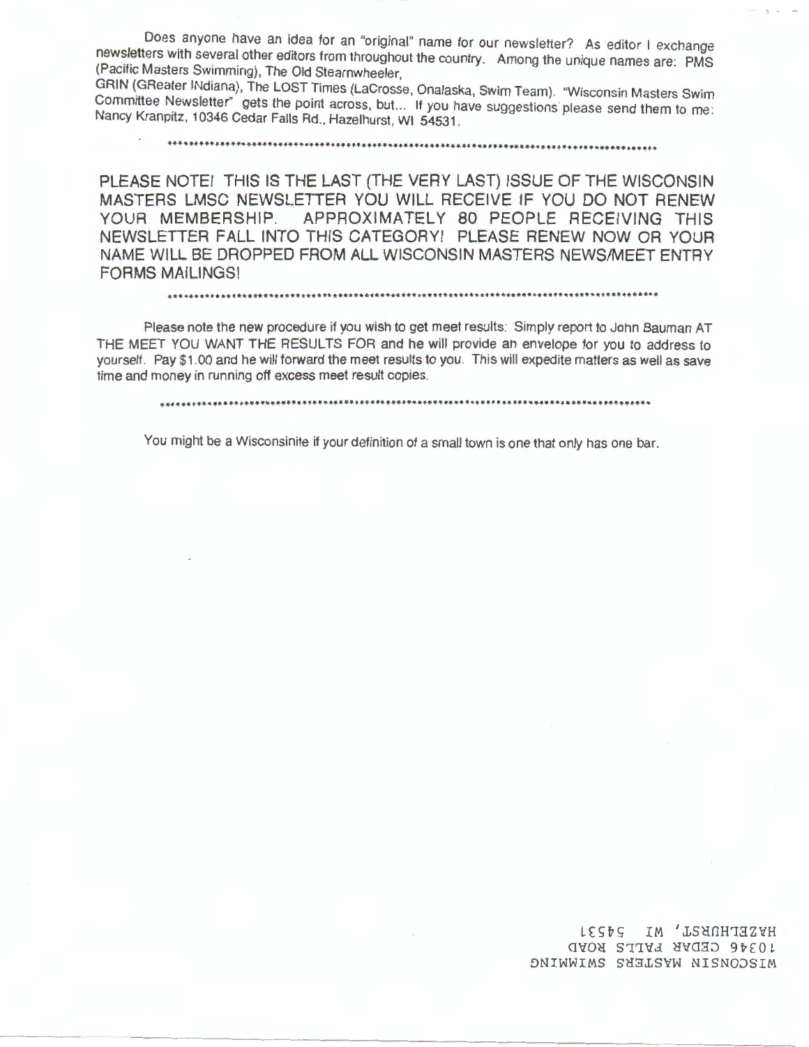Does anyone have an idea for an "original" name for our newsletter? As editor I exchange newsletters with several other editors from throughout the country. Among the unique names are: PMS (Pacific Masters Swimming), The Old Stearnwheeler, GRIN (GReater INdiana), The LOST Times (LaCrosse, Onalaska, Swim Team). "Wisconsin Masters Swim Committee Newsletter" gets the point across, but... If you have suggestions please send them to me: Nancy Kranpitz, 10346 Cedar Falls Rd., Hazelhurst, WI 54531.

\*\*\*\*\*\*\*\*\*\*\*\*\*\*\*\*\*\*\*\*\*\*\*\*\*\*\*\*\*\*\*\*\*\*\*\*\*\*\*\*\*\*\*\*\*\*\*\*\*\*\*\*\*\*\*\*\*\*\*\*\*\*\*\*\*\*\*\*\*\*\*\*\*\*\*\*\*\*\*\*\*\*\*\*\*\*\*\*\*\*\*\*\*\*\*\*

PLEASE NOTE! THIS IS THE LAST (THE VERY LAST) ISSUE OF THE WISCONSIN MASTERS LMSC NEWSLETTER YOU WILL RECEIVE IF YOU DO NOT RENEW YOUR MEMBERSHIP. APPROXIMATELY 80 PEOPLE RECEIVING THIS NEWSLETTER FALL INTO THIS CATEGORY! PLEASE RENEW NOW OR YOUR NAME WILL BE DROPPED FROM ALL WISCONSIN MASTERS NEWS/MEET ENTRY FORMS MAILINGS!

\*\*\*\*\*\*\*\*\*\*\*\*\*\*\*\*\*\*\*\*\*\*\*\*\*\*\*\*\*\*\*\*\*\*\*\*\*\*\*\*\*\*\*\*\*\*\*\*\*\*\*\*\*\*\*\*\*\*\*\*\*\*\*\*\*\*\*\*\*\*\*\*\*\*\*\*\*\*\*\*\*\*\*\*\*\*\*\*\*\*\*\*\*\*\*\*

Please note the new procedure if you wish to get meet results: Simply report to John Bauman AT THE MEET YOU WANT THE RESULTS FOR and he will provide an envelope for you to address to yourself. Pay $1.00 and he will forward the meet results to you. This will expedite matters as well as save time and money in running off excess meet result copies.

\*\*\*\*\*\*\*\*\*\*\*\*\*\*\*\*\*\*\*\*\*\*\*\*\*\*\*\*\*\*\*\*\*\*\*\*\*\*\*\*\*\*\*\*\*\*\*\*\*\*\*\*\*\*\*\*\*\*\*\*\*\*\*\*\*\*\*\*\*\*\*\*\*\*\*\*\*\*\*\*\*\*\*\*\*\*\*\*\*\*\*\*\*\*\*\*

You might be a Wisconsinite if your definition of a small town is one that only has one bar.

WISCONSIN MASTERS SWIMMING
10346 CEDAR FALLS ROAD
HAZELHURST, WI 54531